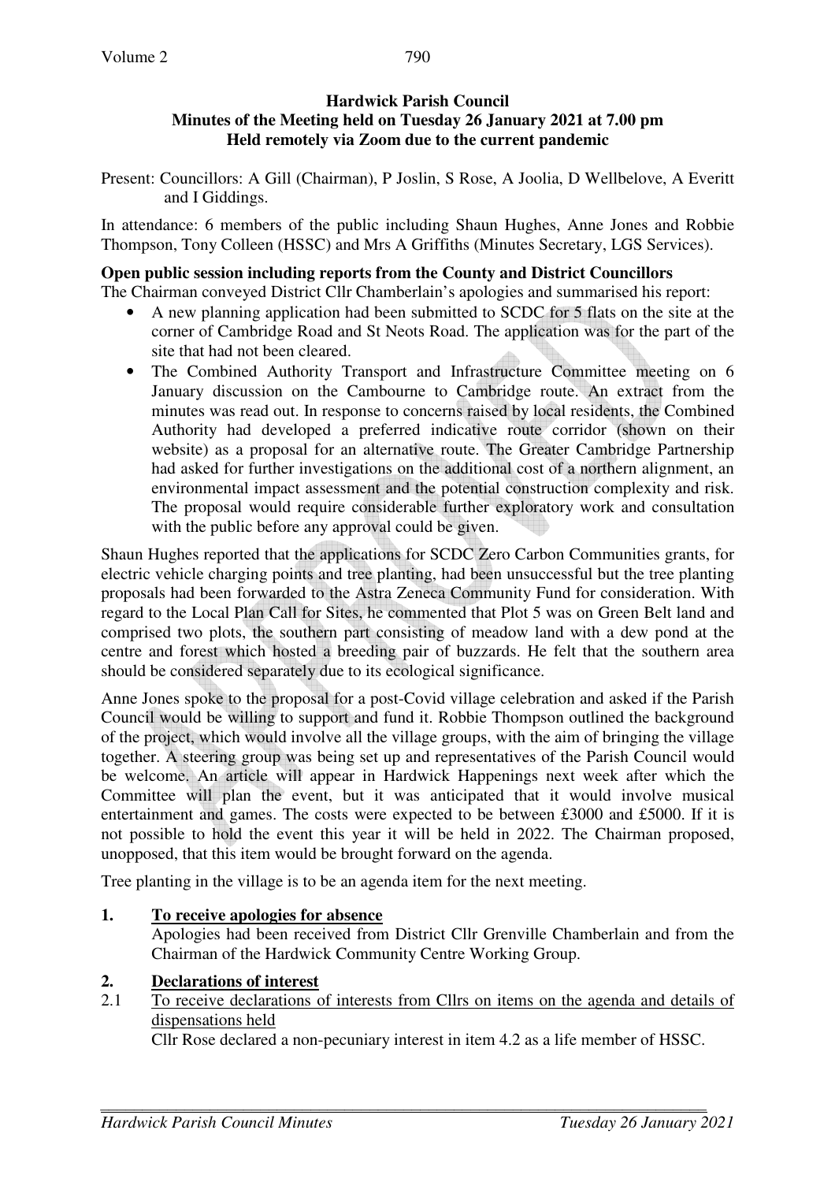# Hardwick Parish Council

## Minutes of the Meeting held on Tuesday 26 January 2021 at 7.00 pm
## Held remotely via Zoom due to the current pandemic

Present: Councillors: A Gill (Chairman), P Joslin, S Rose, A Joolia, D Wellbelove, A Everitt and I Giddings.

In attendance: 6 members of the public including Shaun Hughes, Anne Jones and Robbie Thompson, Tony Colleen (HSSC) and Mrs A Griffiths (Minutes Secretary, LGS Services).

**Open public session including reports from the County and District Councillors**

The Chairman conveyed District Cllr Chamberlain's apologies and summarised his report:

- A new planning application had been submitted to SCDC for 5 flats on the site at the corner of Cambridge Road and St Neots Road. The application was for the part of the site that had not been cleared.
- The Combined Authority Transport and Infrastructure Committee meeting on 6 January discussion on the Cambourne to Cambridge route. An extract from the minutes was read out. In response to concerns raised by local residents, the Combined Authority had developed a preferred indicative route corridor (shown on their website) as a proposal for an alternative route. The Greater Cambridge Partnership had asked for further investigations on the additional cost of a northern alignment, an environmental impact assessment and the potential construction complexity and risk. The proposal would require considerable further exploratory work and consultation with the public before any approval could be given.

Shaun Hughes reported that the applications for SCDC Zero Carbon Communities grants, for electric vehicle charging points and tree planting, had been unsuccessful but the tree planting proposals had been forwarded to the Astra Zeneca Community Fund for consideration. With regard to the Local Plan Call for Sites, he commented that Plot 5 was on Green Belt land and comprised two plots, the southern part consisting of meadow land with a dew pond at the centre and forest which hosted a breeding pair of buzzards. He felt that the southern area should be considered separately due to its ecological significance.

Anne Jones spoke to the proposal for a post-Covid village celebration and asked if the Parish Council would be willing to support and fund it. Robbie Thompson outlined the background of the project, which would involve all the village groups, with the aim of bringing the village together. A steering group was being set up and representatives of the Parish Council would be welcome. An article will appear in Hardwick Happenings next week after which the Committee will plan the event, but it was anticipated that it would involve musical entertainment and games. The costs were expected to be between £3000 and £5000. If it is not possible to hold the event this year it will be held in 2022. The Chairman proposed, unopposed, that this item would be brought forward on the agenda.

Tree planting in the village is to be an agenda item for the next meeting.

**1. <u>To receive apologies for absence</u>**

Apologies had been received from District Cllr Grenville Chamberlain and from the Chairman of the Hardwick Community Centre Working Group.

**2. <u>Declarations of interest</u>**

2.1 <u>To receive declarations of interests from Cllrs on items on the agenda and details of dispensations held</u>

Cllr Rose declared a non-pecuniary interest in item 4.2 as a life member of HSSC.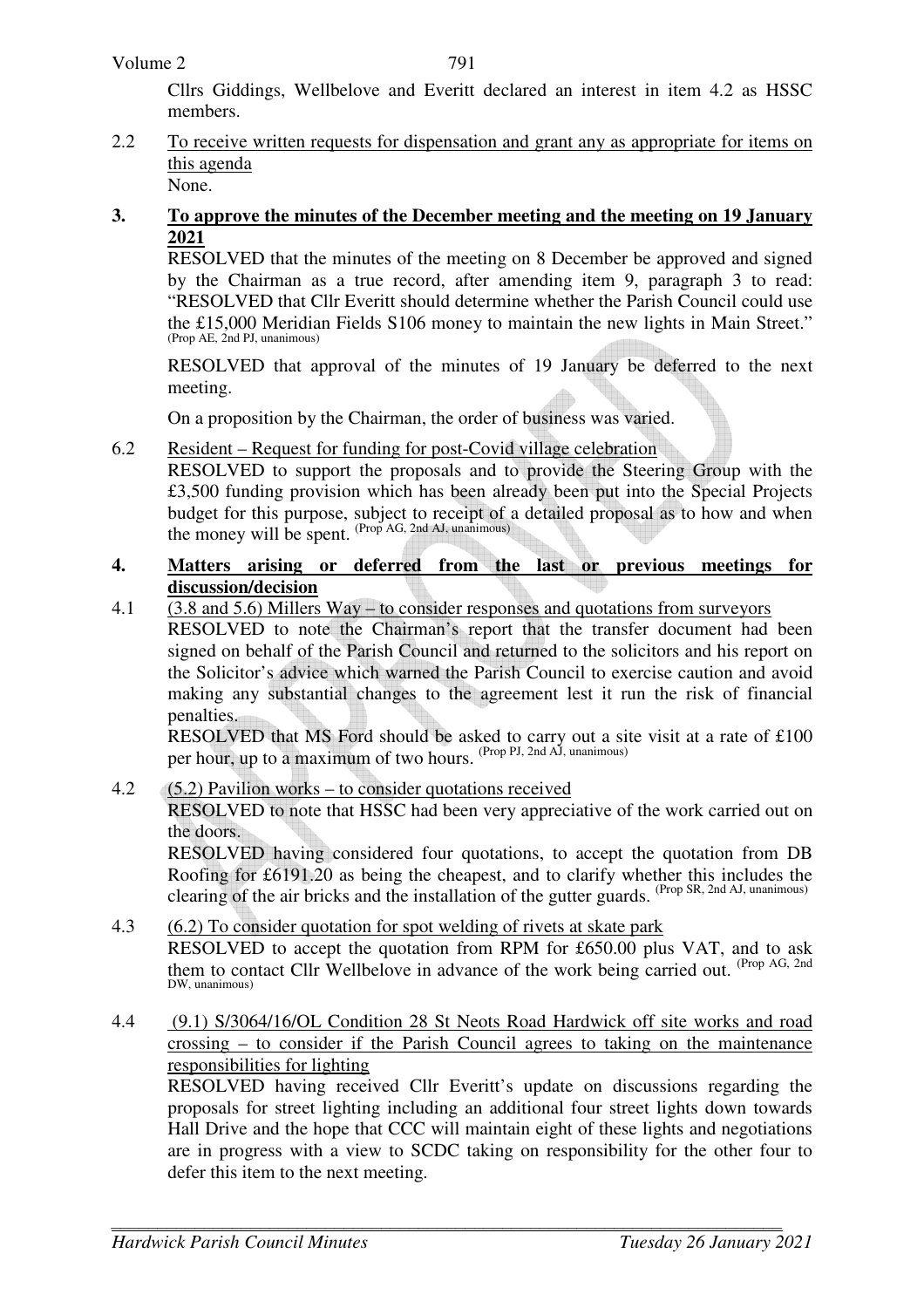Cllrs Giddings, Wellbelove and Everitt declared an interest in item 4.2 as HSSC members.

2.2 To receive written requests for dispensation and grant any as appropriate for items on this agenda

None.

## 3. To approve the minutes of the December meeting and the meeting on 19 January 2021

RESOLVED that the minutes of the meeting on 8 December be approved and signed by the Chairman as a true record, after amending item 9, paragraph 3 to read: "RESOLVED that Cllr Everitt should determine whether the Parish Council could use the £15,000 Meridian Fields S106 money to maintain the new lights in Main Street." (Prop AE, 2nd PJ, unanimous)

RESOLVED that approval of the minutes of 19 January be deferred to the next meeting.

On a proposition by the Chairman, the order of business was varied.

6.2 Resident – Request for funding for post-Covid village celebration

RESOLVED to support the proposals and to provide the Steering Group with the £3,500 funding provision which has been already been put into the Special Projects budget for this purpose, subject to receipt of a detailed proposal as to how and when the money will be spent. (Prop AG, 2nd AJ, unanimous)

## 4. Matters arising or deferred from the last or previous meetings for discussion/decision

4.1 (3.8 and 5.6) Millers Way – to consider responses and quotations from surveyors

RESOLVED to note the Chairman's report that the transfer document had been signed on behalf of the Parish Council and returned to the solicitors and his report on the Solicitor's advice which warned the Parish Council to exercise caution and avoid making any substantial changes to the agreement lest it run the risk of financial penalties.

RESOLVED that MS Ford should be asked to carry out a site visit at a rate of £100 per hour, up to a maximum of two hours. (Prop PJ, 2nd AJ, unanimous)

4.2 (5.2) Pavilion works – to consider quotations received

RESOLVED to note that HSSC had been very appreciative of the work carried out on the doors.

RESOLVED having considered four quotations, to accept the quotation from DB Roofing for £6191.20 as being the cheapest, and to clarify whether this includes the clearing of the air bricks and the installation of the gutter guards. (Prop SR, 2nd AJ, unanimous)

4.3 (6.2) To consider quotation for spot welding of rivets at skate park

RESOLVED to accept the quotation from RPM for £650.00 plus VAT, and to ask them to contact Cllr Wellbelove in advance of the work being carried out. (Prop AG, 2nd DW, unanimous)

4.4 (9.1) S/3064/16/OL Condition 28 St Neots Road Hardwick off site works and road crossing – to consider if the Parish Council agrees to taking on the maintenance responsibilities for lighting

RESOLVED having received Cllr Everitt's update on discussions regarding the proposals for street lighting including an additional four street lights down towards Hall Drive and the hope that CCC will maintain eight of these lights and negotiations are in progress with a view to SCDC taking on responsibility for the other four to defer this item to the next meeting.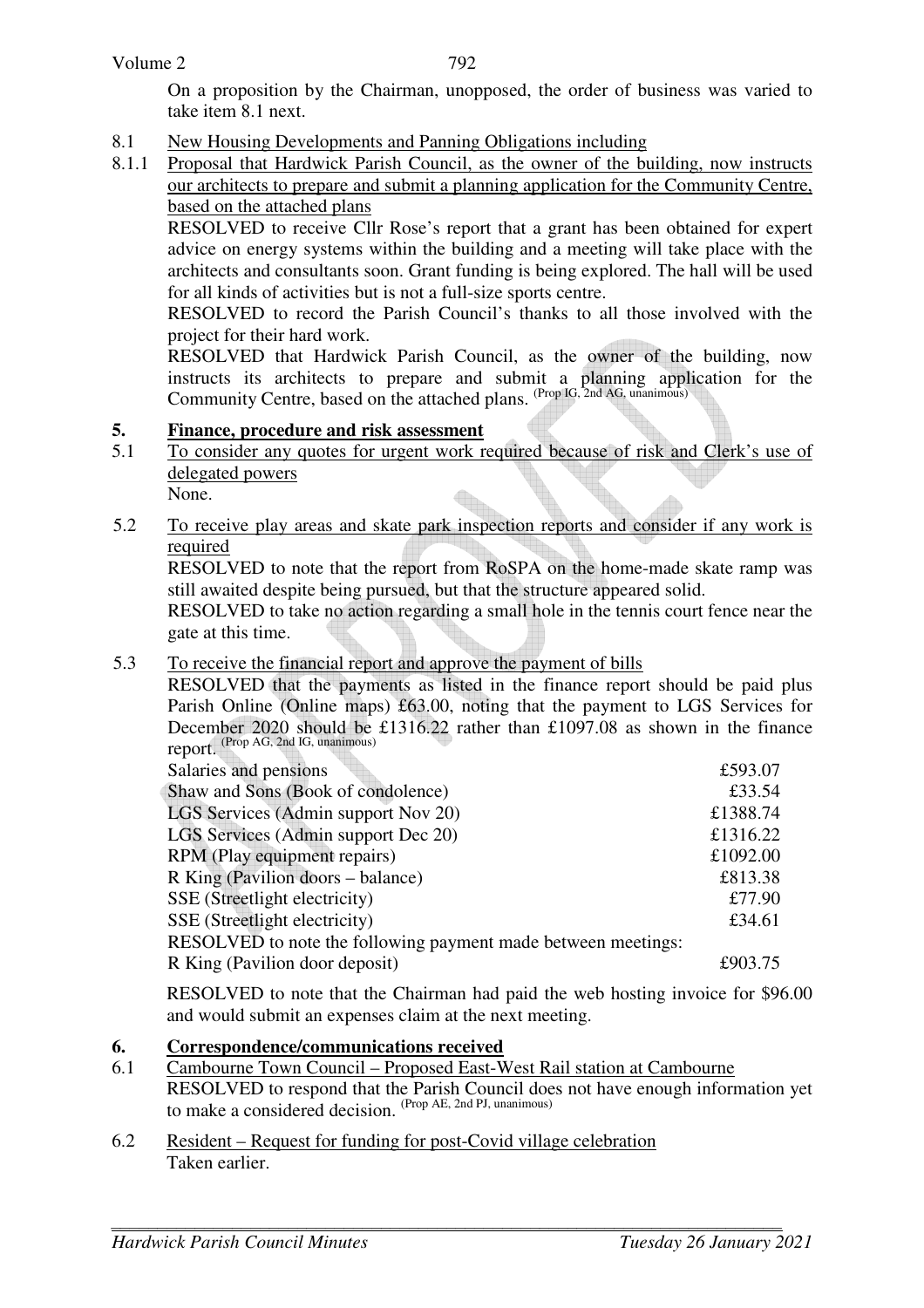On a proposition by the Chairman, unopposed, the order of business was varied to take item 8.1 next.

8.1 New Housing Developments and Panning Obligations including

8.1.1 Proposal that Hardwick Parish Council, as the owner of the building, now instructs our architects to prepare and submit a planning application for the Community Centre, based on the attached plans

RESOLVED to receive Cllr Rose's report that a grant has been obtained for expert advice on energy systems within the building and a meeting will take place with the architects and consultants soon. Grant funding is being explored. The hall will be used for all kinds of activities but is not a full-size sports centre.

RESOLVED to record the Parish Council's thanks to all those involved with the project for their hard work.

RESOLVED that Hardwick Parish Council, as the owner of the building, now instructs its architects to prepare and submit a planning application for the Community Centre, based on the attached plans. (Prop IG, 2nd AG, unanimous)

## 5. Finance, procedure and risk assessment

5.1 To consider any quotes for urgent work required because of risk and Clerk's use of delegated powers

None.

5.2 To receive play areas and skate park inspection reports and consider if any work is required

RESOLVED to note that the report from RoSPA on the home-made skate ramp was still awaited despite being pursued, but that the structure appeared solid.

RESOLVED to take no action regarding a small hole in the tennis court fence near the gate at this time.

5.3 To receive the financial report and approve the payment of bills

RESOLVED that the payments as listed in the finance report should be paid plus Parish Online (Online maps) £63.00, noting that the payment to LGS Services for December 2020 should be £1316.22 rather than £1097.08 as shown in the finance report. (Prop AG, 2nd IG, unanimous)

| | |
|---|---|
| Salaries and pensions | £593.07 |
| Shaw and Sons (Book of condolence) | £33.54 |
| LGS Services (Admin support Nov 20) | £1388.74 |
| LGS Services (Admin support Dec 20) | £1316.22 |
| RPM (Play equipment repairs) | £1092.00 |
| R King (Pavilion doors – balance) | £813.38 |
| SSE (Streetlight electricity) | £77.90 |
| SSE (Streetlight electricity) | £34.61 |
| RESOLVED to note the following payment made between meetings: | |
| R King (Pavilion door deposit) | £903.75 |

RESOLVED to note that the Chairman had paid the web hosting invoice for $96.00 and would submit an expenses claim at the next meeting.

## 6. Correspondence/communications received

6.1 Cambourne Town Council – Proposed East-West Rail station at Cambourne

RESOLVED to respond that the Parish Council does not have enough information yet to make a considered decision. (Prop AE, 2nd PJ, unanimous)

6.2 Resident – Request for funding for post-Covid village celebration

Taken earlier.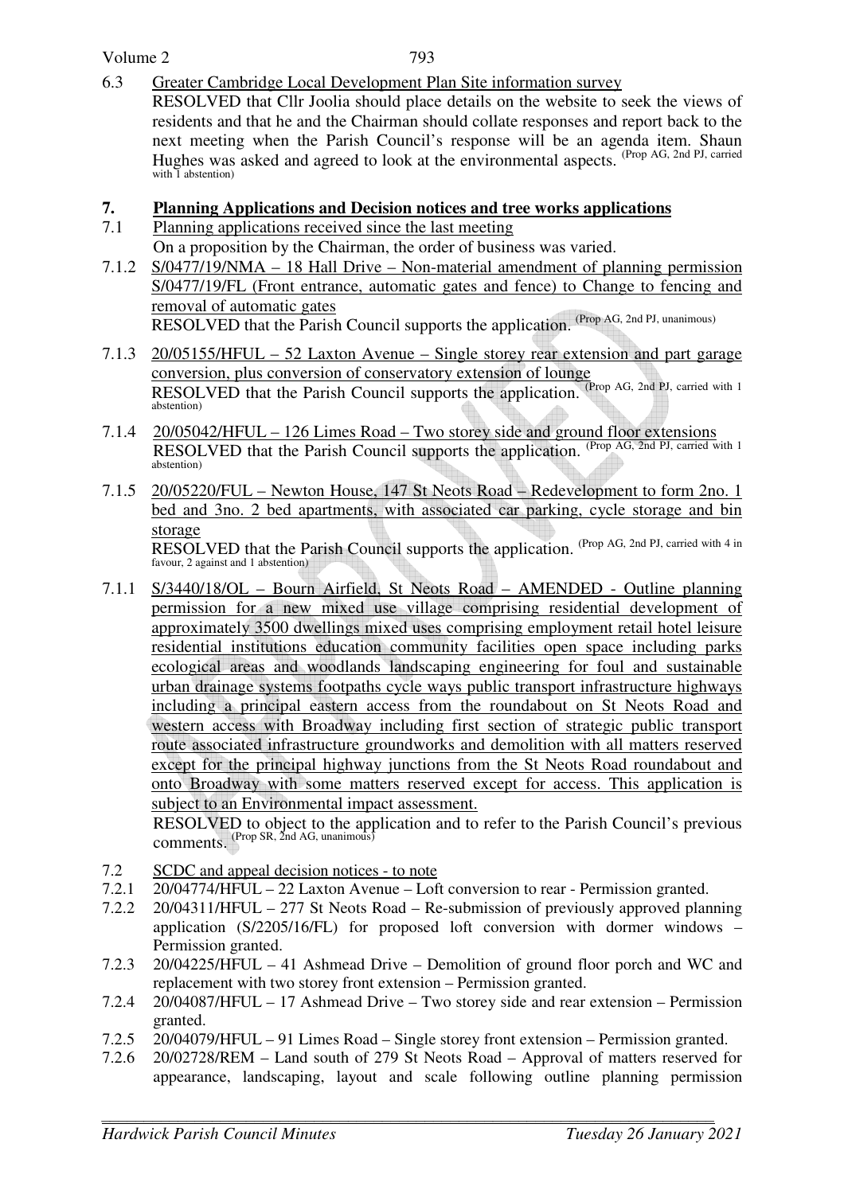6.3 Greater Cambridge Local Development Plan Site information survey

RESOLVED that Cllr Joolia should place details on the website to seek the views of residents and that he and the Chairman should collate responses and report back to the next meeting when the Parish Council's response will be an agenda item. Shaun Hughes was asked and agreed to look at the environmental aspects. (Prop AG, 2nd PJ, carried with 1 abstention)

## 7. Planning Applications and Decision notices and tree works applications

7.1 Planning applications received since the last meeting

On a proposition by the Chairman, the order of business was varied.

7.1.2 S/0477/19/NMA – 18 Hall Drive – Non-material amendment of planning permission S/0477/19/FL (Front entrance, automatic gates and fence) to Change to fencing and removal of automatic gates

RESOLVED that the Parish Council supports the application. (Prop AG, 2nd PJ, unanimous)

7.1.3 20/05155/HFUL – 52 Laxton Avenue – Single storey rear extension and part garage conversion, plus conversion of conservatory extension of lounge

RESOLVED that the Parish Council supports the application. (Prop AG, 2nd PJ, carried with 1 abstention)

7.1.4 20/05042/HFUL – 126 Limes Road – Two storey side and ground floor extensions

RESOLVED that the Parish Council supports the application. (Prop AG, 2nd PJ, carried with 1 abstention)

7.1.5 20/05220/FUL – Newton House, 147 St Neots Road – Redevelopment to form 2no. 1 bed and 3no. 2 bed apartments, with associated car parking, cycle storage and bin storage

RESOLVED that the Parish Council supports the application. (Prop AG, 2nd PJ, carried with 4 in favour, 2 against and 1 abstention)

7.1.1 S/3440/18/OL – Bourn Airfield, St Neots Road – AMENDED - Outline planning permission for a new mixed use village comprising residential development of approximately 3500 dwellings mixed uses comprising employment retail hotel leisure residential institutions education community facilities open space including parks ecological areas and woodlands landscaping engineering for foul and sustainable urban drainage systems footpaths cycle ways public transport infrastructure highways including a principal eastern access from the roundabout on St Neots Road and western access with Broadway including first section of strategic public transport route associated infrastructure groundworks and demolition with all matters reserved except for the principal highway junctions from the St Neots Road roundabout and onto Broadway with some matters reserved except for access. This application is subject to an Environmental impact assessment.

RESOLVED to object to the application and to refer to the Parish Council's previous comments. (Prop SR, 2nd AG, unanimous)

7.2 SCDC and appeal decision notices - to note

7.2.1 20/04774/HFUL – 22 Laxton Avenue – Loft conversion to rear - Permission granted.

7.2.2 20/04311/HFUL – 277 St Neots Road – Re-submission of previously approved planning application (S/2205/16/FL) for proposed loft conversion with dormer windows – Permission granted.

7.2.3 20/04225/HFUL – 41 Ashmead Drive – Demolition of ground floor porch and WC and replacement with two storey front extension – Permission granted.

7.2.4 20/04087/HFUL – 17 Ashmead Drive – Two storey side and rear extension – Permission granted.

7.2.5 20/04079/HFUL – 91 Limes Road – Single storey front extension – Permission granted.

7.2.6 20/02728/REM – Land south of 279 St Neots Road – Approval of matters reserved for appearance, landscaping, layout and scale following outline planning permission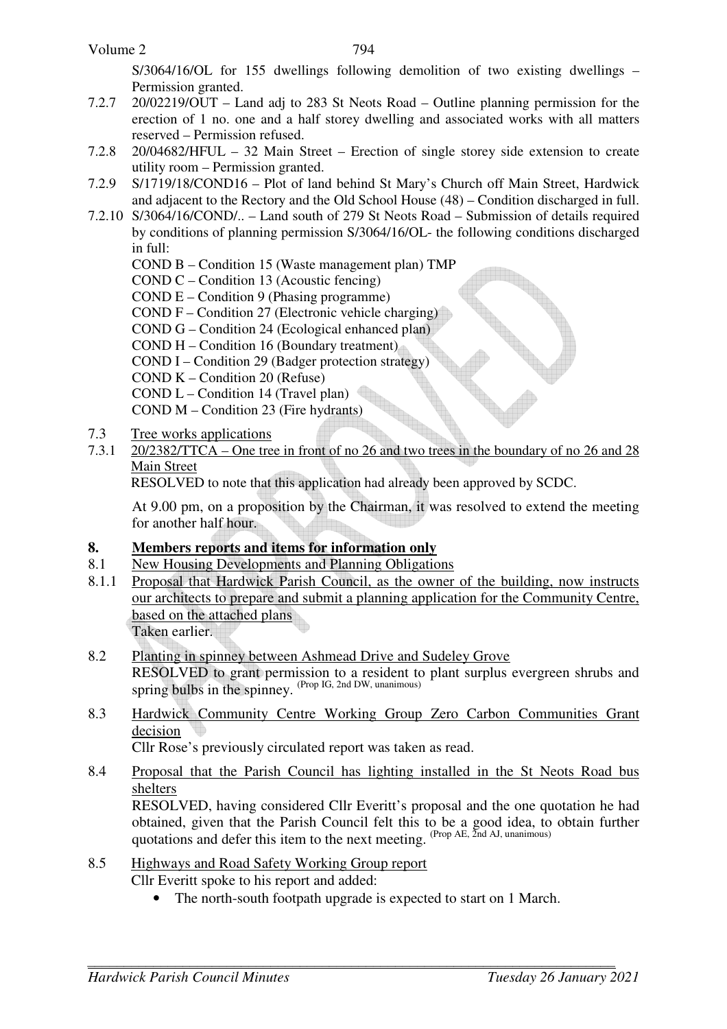S/3064/16/OL for 155 dwellings following demolition of two existing dwellings – Permission granted.

7.2.7 20/02219/OUT – Land adj to 283 St Neots Road – Outline planning permission for the erection of 1 no. one and a half storey dwelling and associated works with all matters reserved – Permission refused.

7.2.8 20/04682/HFUL – 32 Main Street – Erection of single storey side extension to create utility room – Permission granted.

7.2.9 S/1719/18/COND16 – Plot of land behind St Mary's Church off Main Street, Hardwick and adjacent to the Rectory and the Old School House (48) – Condition discharged in full.

7.2.10 S/3064/16/COND/.. – Land south of 279 St Neots Road – Submission of details required by conditions of planning permission S/3064/16/OL- the following conditions discharged in full:

COND B – Condition 15 (Waste management plan) TMP
COND C – Condition 13 (Acoustic fencing)
COND E – Condition 9 (Phasing programme)
COND F – Condition 27 (Electronic vehicle charging)
COND G – Condition 24 (Ecological enhanced plan)
COND H – Condition 16 (Boundary treatment)
COND I – Condition 29 (Badger protection strategy)
COND K – Condition 20 (Refuse)
COND L – Condition 14 (Travel plan)
COND M – Condition 23 (Fire hydrants)

7.3 Tree works applications

7.3.1 20/2382/TTCA – One tree in front of no 26 and two trees in the boundary of no 26 and 28 Main Street

RESOLVED to note that this application had already been approved by SCDC.

At 9.00 pm, on a proposition by the Chairman, it was resolved to extend the meeting for another half hour.

## 8. Members reports and items for information only

8.1 New Housing Developments and Planning Obligations

8.1.1 Proposal that Hardwick Parish Council, as the owner of the building, now instructs our architects to prepare and submit a planning application for the Community Centre, based on the attached plans

Taken earlier.

8.2 Planting in spinney between Ashmead Drive and Sudeley Grove

RESOLVED to grant permission to a resident to plant surplus evergreen shrubs and spring bulbs in the spinney. (Prop IG, 2nd DW, unanimous)

8.3 Hardwick Community Centre Working Group Zero Carbon Communities Grant decision

Cllr Rose's previously circulated report was taken as read.

8.4 Proposal that the Parish Council has lighting installed in the St Neots Road bus shelters

RESOLVED, having considered Cllr Everitt's proposal and the one quotation he had obtained, given that the Parish Council felt this to be a good idea, to obtain further quotations and defer this item to the next meeting. (Prop AE, 2nd AJ, unanimous)

8.5 Highways and Road Safety Working Group report

Cllr Everitt spoke to his report and added:

- The north-south footpath upgrade is expected to start on 1 March.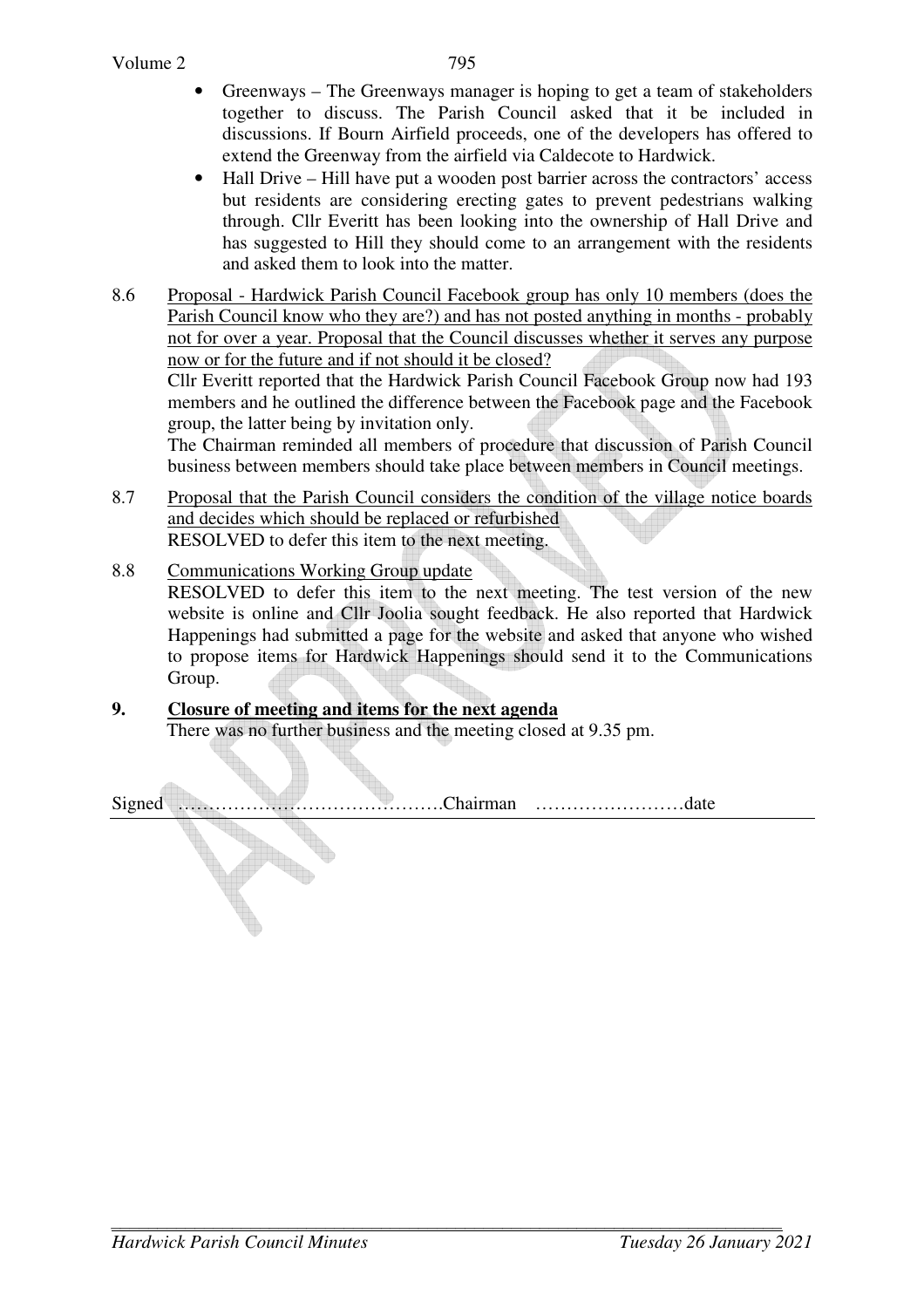- Greenways – The Greenways manager is hoping to get a team of stakeholders together to discuss. The Parish Council asked that it be included in discussions. If Bourn Airfield proceeds, one of the developers has offered to extend the Greenway from the airfield via Caldecote to Hardwick.
- Hall Drive – Hill have put a wooden post barrier across the contractors' access but residents are considering erecting gates to prevent pedestrians walking through. Cllr Everitt has been looking into the ownership of Hall Drive and has suggested to Hill they should come to an arrangement with the residents and asked them to look into the matter.

8.6 <u>Proposal - Hardwick Parish Council Facebook group has only 10 members (does the Parish Council know who they are?) and has not posted anything in months - probably not for over a year. Proposal that the Council discusses whether it serves any purpose now or for the future and if not should it be closed?</u>
Cllr Everitt reported that the Hardwick Parish Council Facebook Group now had 193 members and he outlined the difference between the Facebook page and the Facebook group, the latter being by invitation only.
The Chairman reminded all members of procedure that discussion of Parish Council business between members should take place between members in Council meetings.

8.7 <u>Proposal that the Parish Council considers the condition of the village notice boards and decides which should be replaced or refurbished</u>
RESOLVED to defer this item to the next meeting.

8.8 <u>Communications Working Group update</u>
RESOLVED to defer this item to the next meeting. The test version of the new website is online and Cllr Joolia sought feedback. He also reported that Hardwick Happenings had submitted a page for the website and asked that anyone who wished to propose items for Hardwick Happenings should send it to the Communications Group.

**9. <u>Closure of meeting and items for the next agenda</u>**
There was no further business and the meeting closed at 9.35 pm.

Signed …………………………………….Chairman ……………………date